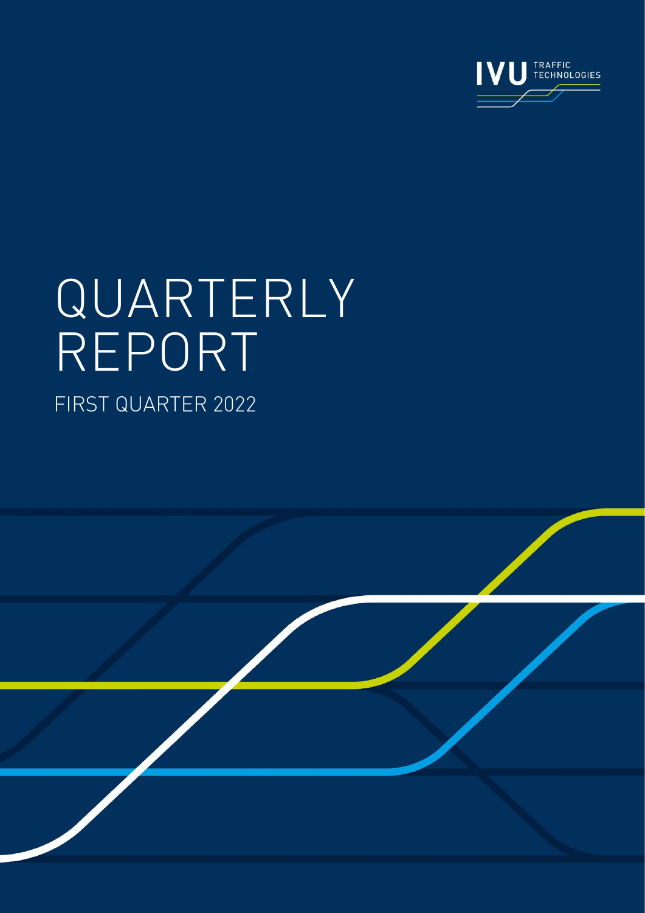IVU TRAFFIC TECHNOLOGIES

# QUARTERLY REPORT

## FIRST QUARTER 2022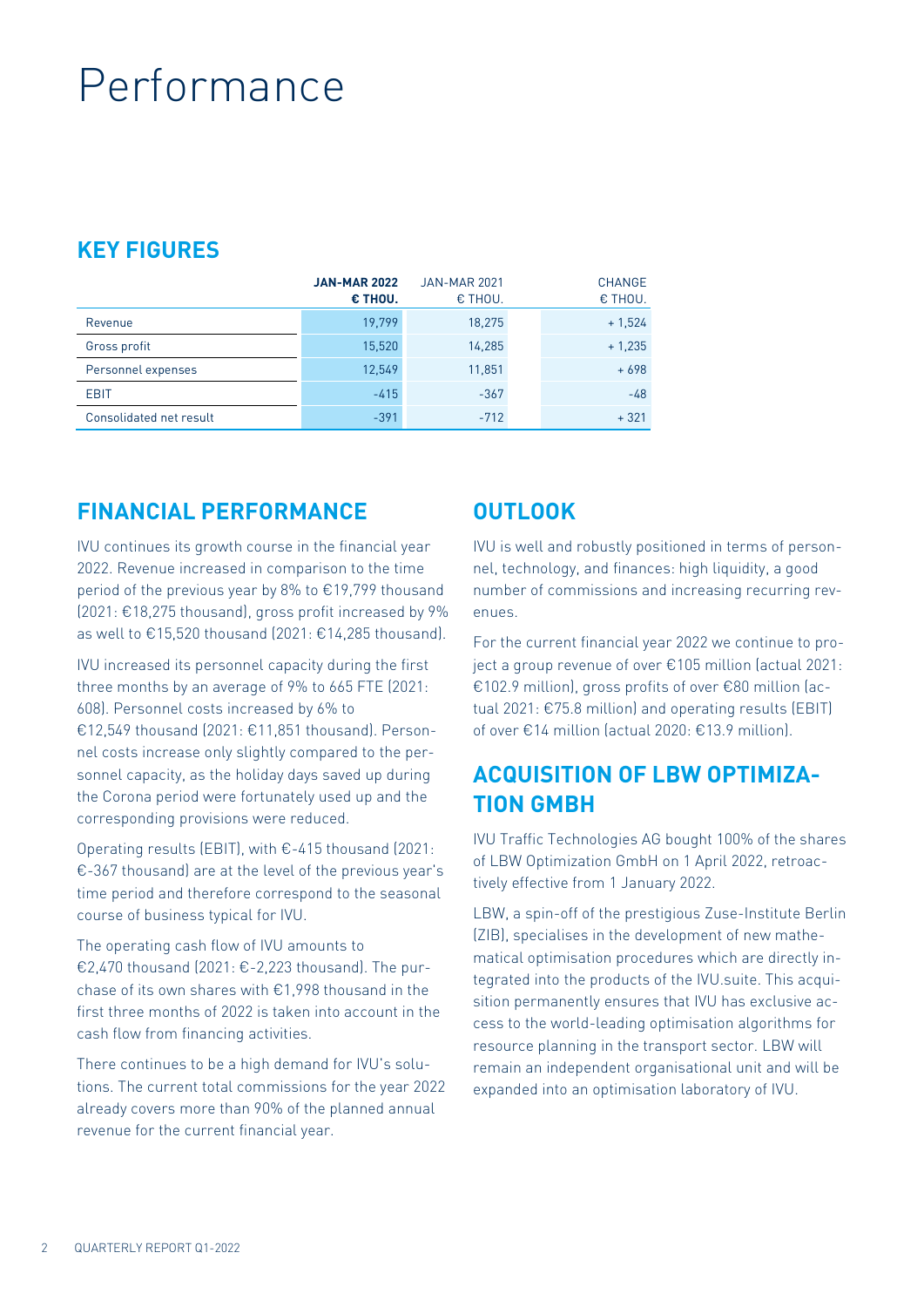# Performance

## KEY FIGURES

| | **JAN-MAR 2022 € THOU.** | JAN-MAR 2021 € THOU. | CHANGE € THOU. |
|---|---|---|---|
| Revenue | 19,799 | 18,275 | + 1,524 |
| Gross profit | 15,520 | 14,285 | + 1,235 |
| Personnel expenses | 12,549 | 11,851 | + 698 |
| EBIT | -415 | -367 | -48 |
| Consolidated net result | -391 | -712 | + 321 |

## FINANCIAL PERFORMANCE

IVU continues its growth course in the financial year 2022. Revenue increased in comparison to the time period of the previous year by 8% to €19,799 thousand (2021: €18,275 thousand), gross profit increased by 9% as well to €15,520 thousand (2021: €14,285 thousand).

IVU increased its personnel capacity during the first three months by an average of 9% to 665 FTE (2021: 608). Personnel costs increased by 6% to €12,549 thousand (2021: €11,851 thousand). Personnel costs increase only slightly compared to the personnel capacity, as the holiday days saved up during the Corona period were fortunately used up and the corresponding provisions were reduced.

Operating results (EBIT), with €-415 thousand (2021: €-367 thousand) are at the level of the previous year's time period and therefore correspond to the seasonal course of business typical for IVU.

The operating cash flow of IVU amounts to €2,470 thousand (2021: €-2,223 thousand). The purchase of its own shares with €1,998 thousand in the first three months of 2022 is taken into account in the cash flow from financing activities.

There continues to be a high demand for IVU's solutions. The current total commissions for the year 2022 already covers more than 90% of the planned annual revenue for the current financial year.

## OUTLOOK

IVU is well and robustly positioned in terms of personnel, technology, and finances: high liquidity, a good number of commissions and increasing recurring revenues.

For the current financial year 2022 we continue to project a group revenue of over €105 million (actual 2021: €102.9 million), gross profits of over €80 million (actual 2021: €75.8 million) and operating results (EBIT) of over €14 million (actual 2020: €13.9 million).

## ACQUISITION OF LBW OPTIMIZATION GMBH

IVU Traffic Technologies AG bought 100% of the shares of LBW Optimization GmbH on 1 April 2022, retroactively effective from 1 January 2022.

LBW, a spin-off of the prestigious Zuse-Institute Berlin (ZIB), specialises in the development of new mathematical optimisation procedures which are directly integrated into the products of the IVU.suite. This acquisition permanently ensures that IVU has exclusive access to the world-leading optimisation algorithms for resource planning in the transport sector. LBW will remain an independent organisational unit and will be expanded into an optimisation laboratory of IVU.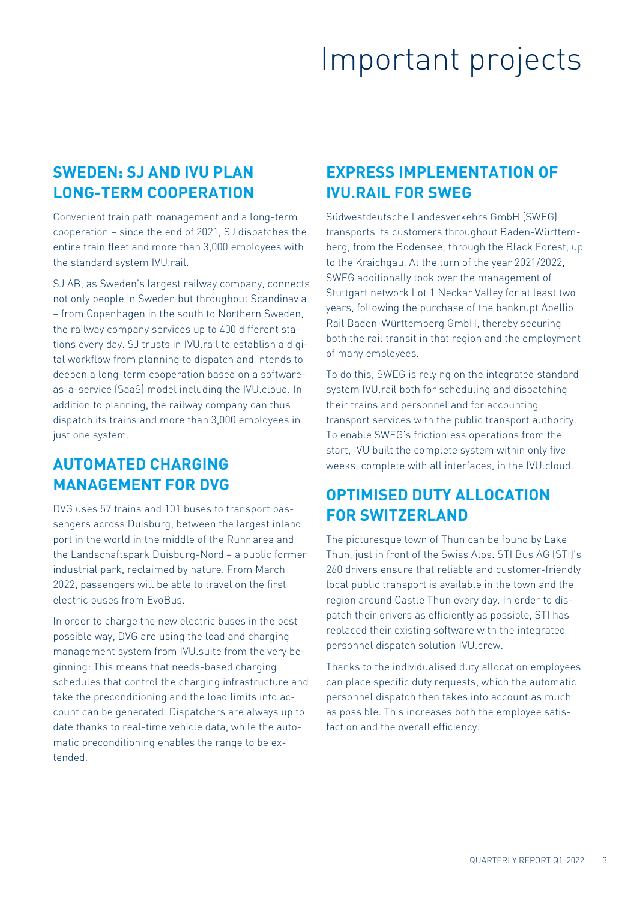# Important projects

## SWEDEN: SJ AND IVU PLAN LONG-TERM COOPERATION

Convenient train path management and a long-term cooperation – since the end of 2021, SJ dispatches the entire train fleet and more than 3,000 employees with the standard system IVU.rail.

SJ AB, as Sweden's largest railway company, connects not only people in Sweden but throughout Scandinavia – from Copenhagen in the south to Northern Sweden, the railway company services up to 400 different stations every day. SJ trusts in IVU.rail to establish a digital workflow from planning to dispatch and intends to deepen a long-term cooperation based on a software-as-a-service (SaaS) model including the IVU.cloud. In addition to planning, the railway company can thus dispatch its trains and more than 3,000 employees in just one system.

## AUTOMATED CHARGING MANAGEMENT FOR DVG

DVG uses 57 trains and 101 buses to transport passengers across Duisburg, between the largest inland port in the world in the middle of the Ruhr area and the Landschaftspark Duisburg-Nord – a public former industrial park, reclaimed by nature. From March 2022, passengers will be able to travel on the first electric buses from EvoBus.

In order to charge the new electric buses in the best possible way, DVG are using the load and charging management system from IVU.suite from the very beginning: This means that needs-based charging schedules that control the charging infrastructure and take the preconditioning and the load limits into account can be generated. Dispatchers are always up to date thanks to real-time vehicle data, while the automatic preconditioning enables the range to be extended.

## EXPRESS IMPLEMENTATION OF IVU.RAIL FOR SWEG

Südwestdeutsche Landesverkehrs GmbH (SWEG) transports its customers throughout Baden-Württemberg, from the Bodensee, through the Black Forest, up to the Kraichgau. At the turn of the year 2021/2022, SWEG additionally took over the management of Stuttgart network Lot 1 Neckar Valley for at least two years, following the purchase of the bankrupt Abellio Rail Baden-Württemberg GmbH, thereby securing both the rail transit in that region and the employment of many employees.

To do this, SWEG is relying on the integrated standard system IVU.rail both for scheduling and dispatching their trains and personnel and for accounting transport services with the public transport authority. To enable SWEG's frictionless operations from the start, IVU built the complete system within only five weeks, complete with all interfaces, in the IVU.cloud.

## OPTIMISED DUTY ALLOCATION FOR SWITZERLAND

The picturesque town of Thun can be found by Lake Thun, just in front of the Swiss Alps. STI Bus AG (STI)'s 260 drivers ensure that reliable and customer-friendly local public transport is available in the town and the region around Castle Thun every day. In order to dispatch their drivers as efficiently as possible, STI has replaced their existing software with the integrated personnel dispatch solution IVU.crew.

Thanks to the individualised duty allocation employees can place specific duty requests, which the automatic personnel dispatch then takes into account as much as possible. This increases both the employee satisfaction and the overall efficiency.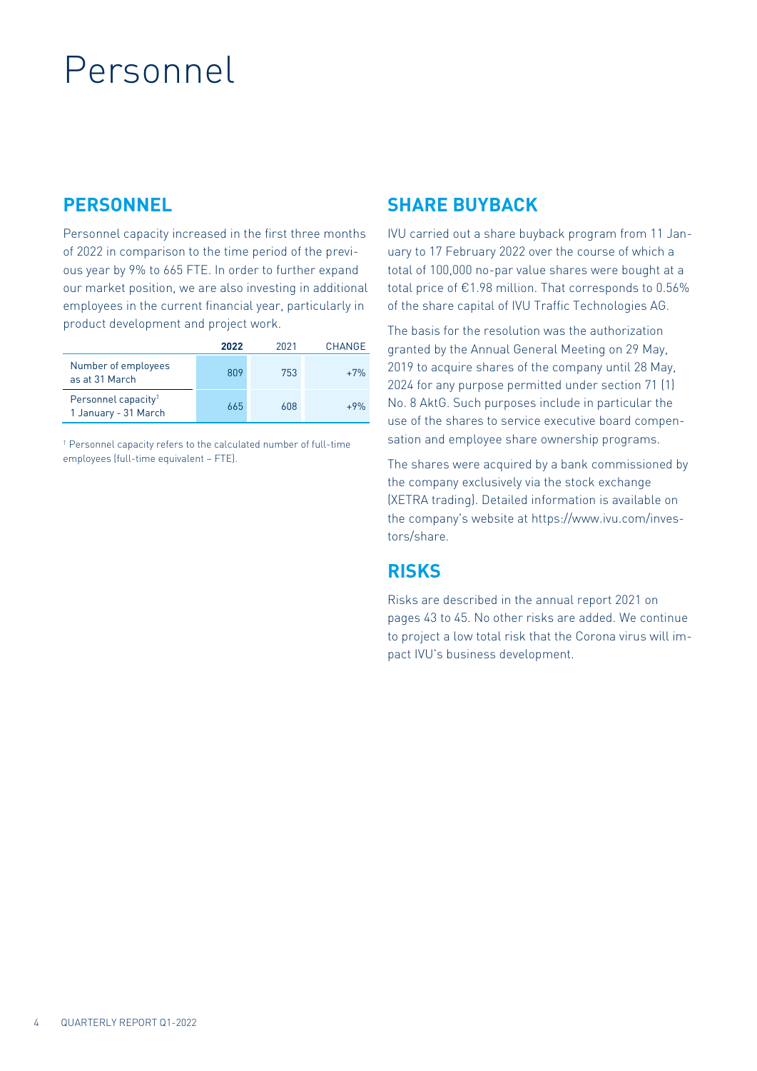# Personnel

## PERSONNEL

Personnel capacity increased in the first three months of 2022 in comparison to the time period of the previous year by 9% to 665 FTE. In order to further expand our market position, we are also investing in additional employees in the current financial year, particularly in product development and project work.

| | **2022** | 2021 | CHANGE |
|---|---|---|---|
| Number of employees as at 31 March | 809 | 753 | +7% |
| Personnel capacity[1] 1 January - 31 March | 665 | 608 | +9% |

[1] Personnel capacity refers to the calculated number of full-time employees (full-time equivalent – FTE).

## SHARE BUYBACK

IVU carried out a share buyback program from 11 January to 17 February 2022 over the course of which a total of 100,000 no-par value shares were bought at a total price of €1.98 million. That corresponds to 0.56% of the share capital of IVU Traffic Technologies AG.

The basis for the resolution was the authorization granted by the Annual General Meeting on 29 May, 2019 to acquire shares of the company until 28 May, 2024 for any purpose permitted under section 71 (1) No. 8 AktG. Such purposes include in particular the use of the shares to service executive board compensation and employee share ownership programs.

The shares were acquired by a bank commissioned by the company exclusively via the stock exchange (XETRA trading). Detailed information is available on the company's website at https://www.ivu.com/investors/share.

## RISKS

Risks are described in the annual report 2021 on pages 43 to 45. No other risks are added. We continue to project a low total risk that the Corona virus will impact IVU's business development.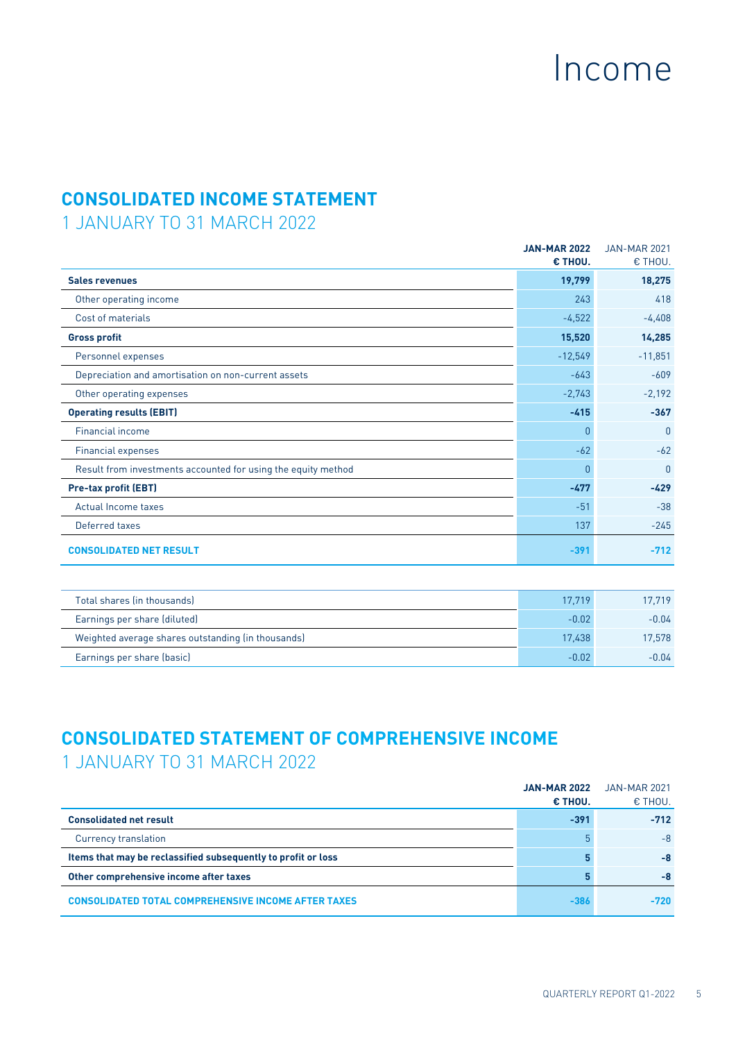# Income

## CONSOLIDATED INCOME STATEMENT

1 JANUARY TO 31 MARCH 2022

| | JAN-MAR 2022 € THOU. | JAN-MAR 2021 € THOU. |
|---|---|---|
| **Sales revenues** | **19,799** | **18,275** |
| Other operating income | 243 | 418 |
| Cost of materials | -4,522 | -4,408 |
| **Gross profit** | **15,520** | **14,285** |
| Personnel expenses | -12,549 | -11,851 |
| Depreciation and amortisation on non-current assets | -643 | -609 |
| Other operating expenses | -2,743 | -2,192 |
| **Operating results (EBIT)** | **-415** | **-367** |
| Financial income | 0 | 0 |
| Financial expenses | -62 | -62 |
| Result from investments accounted for using the equity method | 0 | 0 |
| **Pre-tax profit (EBT)** | **-477** | **-429** |
| Actual Income taxes | -51 | -38 |
| Deferred taxes | 137 | -245 |
| **CONSOLIDATED NET RESULT** | **-391** | **-712** |

| | | |
|---|---|---|
| Total shares (in thousands) | 17,719 | 17,719 |
| Earnings per share (diluted) | -0.02 | -0.04 |
| Weighted average shares outstanding (in thousands) | 17,438 | 17,578 |
| Earnings per share (basic) | -0.02 | -0.04 |

## CONSOLIDATED STATEMENT OF COMPREHENSIVE INCOME

1 JANUARY TO 31 MARCH 2022

| | JAN-MAR 2022 € THOU. | JAN-MAR 2021 € THOU. |
|---|---|---|
| **Consolidated net result** | **-391** | **-712** |
| Currency translation | 5 | -8 |
| **Items that may be reclassified subsequently to profit or loss** | **5** | **-8** |
| **Other comprehensive income after taxes** | **5** | **-8** |
| **CONSOLIDATED TOTAL COMPREHENSIVE INCOME AFTER TAXES** | **-386** | **-720** |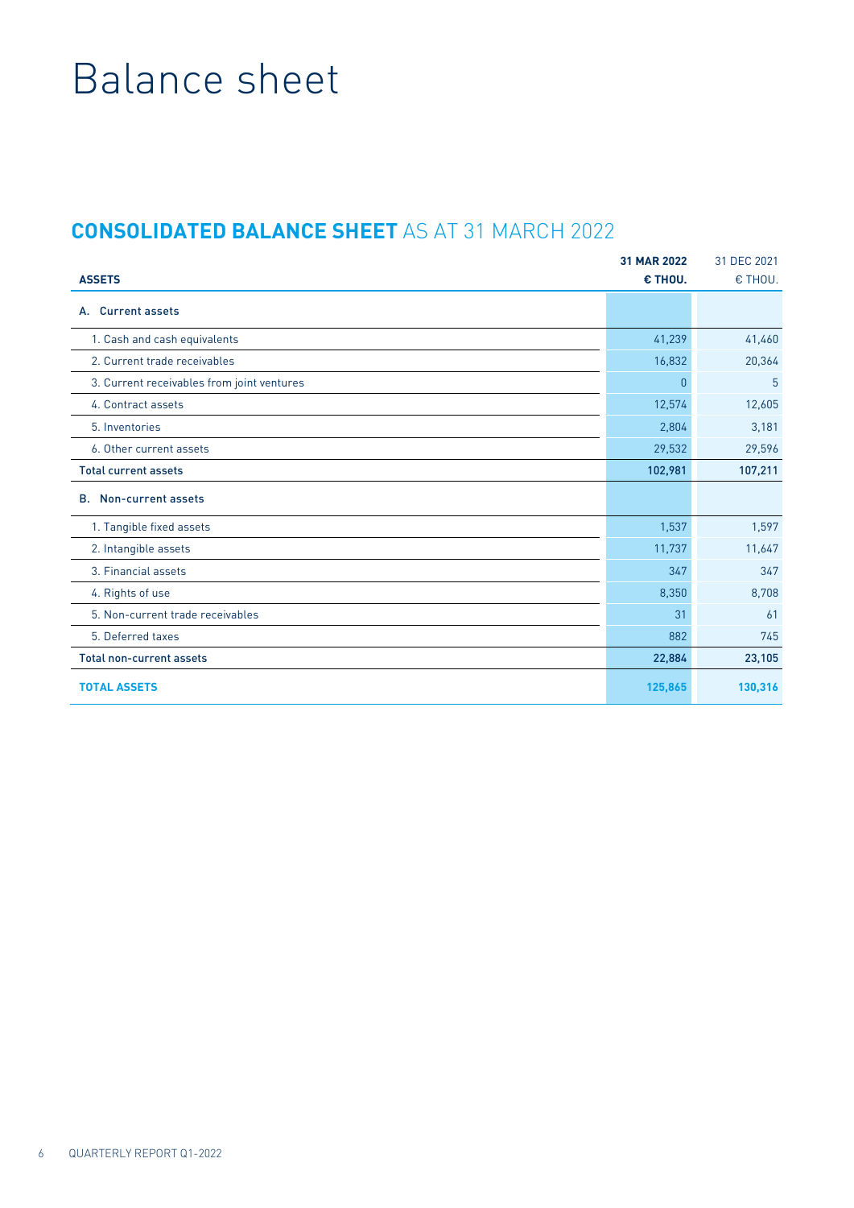# Balance sheet

## **CONSOLIDATED BALANCE SHEET** AS AT 31 MARCH 2022

| ASSETS | 31 MAR 2022<br>€ THOU. | 31 DEC 2021<br>€ THOU. |
|---|---|---|
| **A. Current assets** | | |
| 1. Cash and cash equivalents | 41,239 | 41,460 |
| 2. Current trade receivables | 16,832 | 20,364 |
| 3. Current receivables from joint ventures | 0 | 5 |
| 4. Contract assets | 12,574 | 12,605 |
| 5. Inventories | 2,804 | 3,181 |
| 6. Other current assets | 29,532 | 29,596 |
| **Total current assets** | **102,981** | **107,211** |
| **B. Non-current assets** | | |
| 1. Tangible fixed assets | 1,537 | 1,597 |
| 2. Intangible assets | 11,737 | 11,647 |
| 3. Financial assets | 347 | 347 |
| 4. Rights of use | 8,350 | 8,708 |
| 5. Non-current trade receivables | 31 | 61 |
| 5. Deferred taxes | 882 | 745 |
| **Total non-current assets** | **22,884** | **23,105** |
| **TOTAL ASSETS** | **125,865** | **130,316** |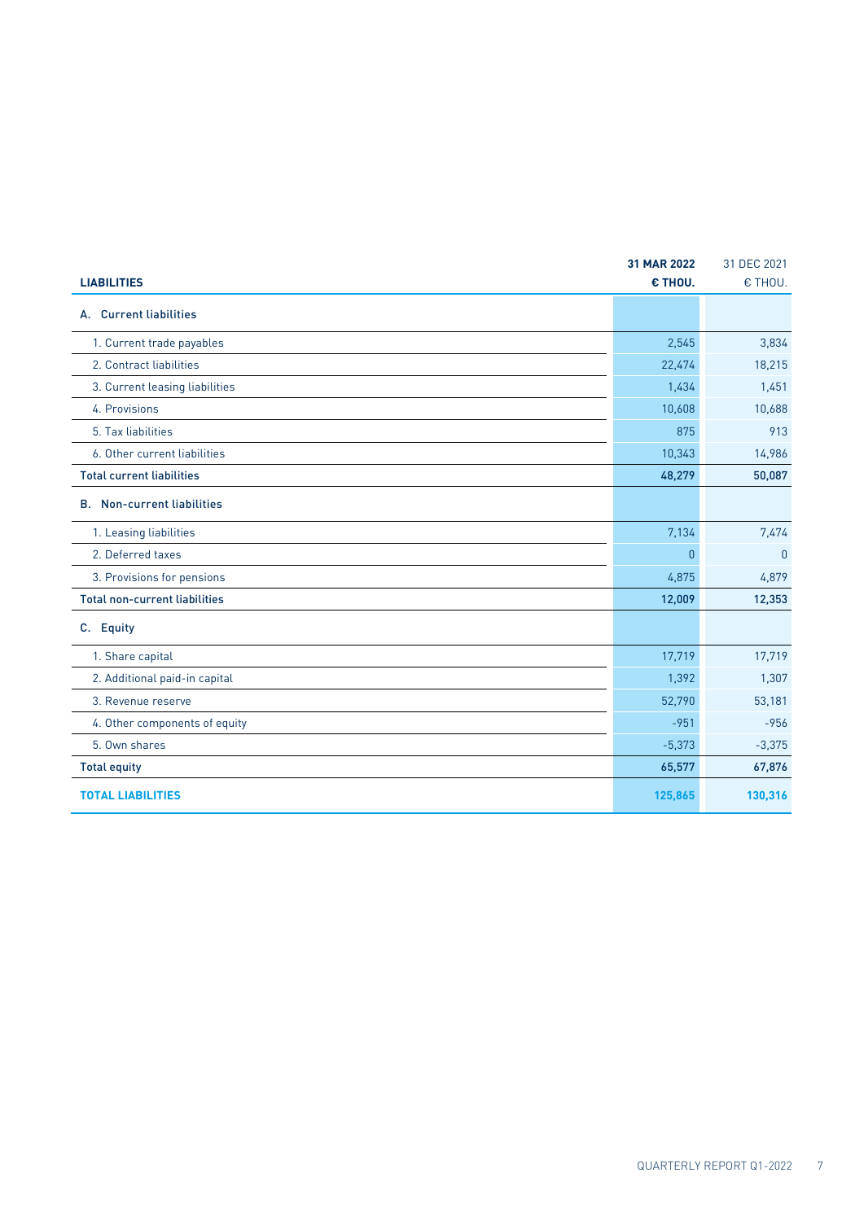| LIABILITIES | 31 MAR 2022<br>€ THOU. | 31 DEC 2021<br>€ THOU. |
|---|---|---|
| **A. Current liabilities** | | |
| 1. Current trade payables | 2,545 | 3,834 |
| 2. Contract liabilities | 22,474 | 18,215 |
| 3. Current leasing liabilities | 1,434 | 1,451 |
| 4. Provisions | 10,608 | 10,688 |
| 5. Tax liabilities | 875 | 913 |
| 6. Other current liabilities | 10,343 | 14,986 |
| **Total current liabilities** | **48,279** | **50,087** |
| **B. Non-current liabilities** | | |
| 1. Leasing liabilities | 7,134 | 7,474 |
| 2. Deferred taxes | 0 | 0 |
| 3. Provisions for pensions | 4,875 | 4,879 |
| **Total non-current liabilities** | **12,009** | **12,353** |
| **C. Equity** | | |
| 1. Share capital | 17,719 | 17,719 |
| 2. Additional paid-in capital | 1,392 | 1,307 |
| 3. Revenue reserve | 52,790 | 53,181 |
| 4. Other components of equity | -951 | -956 |
| 5. Own shares | -5,373 | -3,375 |
| **Total equity** | **65,577** | **67,876** |
| **TOTAL LIABILITIES** | **125,865** | **130,316** |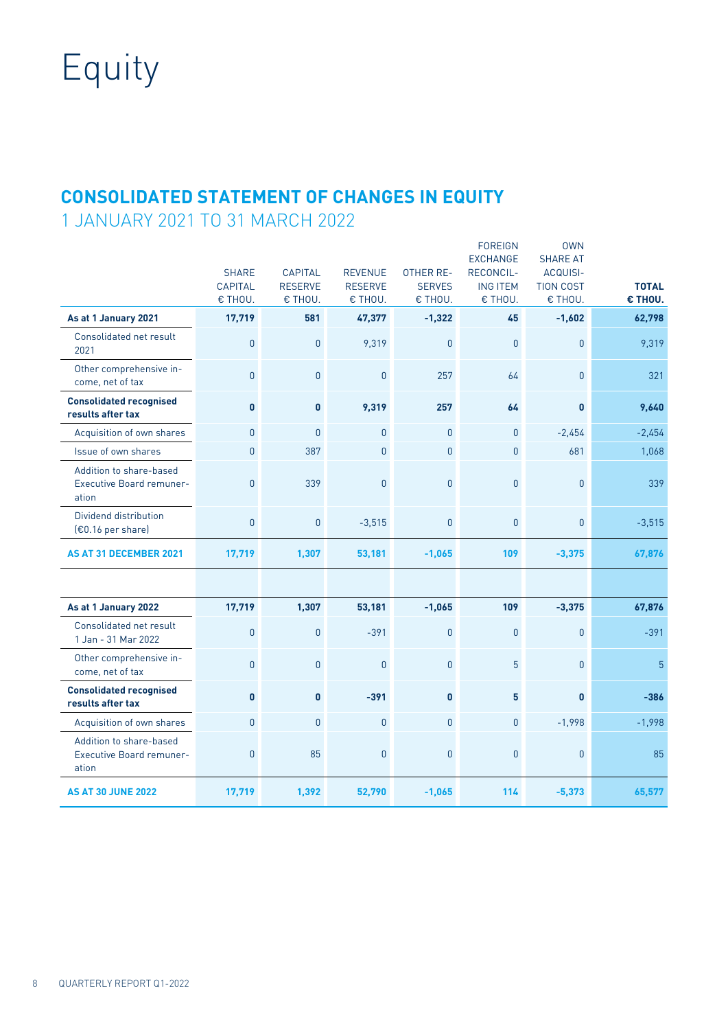# Equity

## CONSOLIDATED STATEMENT OF CHANGES IN EQUITY

1 JANUARY 2021 TO 31 MARCH 2022

| | SHARE CAPITAL € THOU. | CAPITAL RESERVE € THOU. | REVENUE RESERVE € THOU. | OTHER RESERVES € THOU. | FOREIGN EXCHANGE RECONCILING ITEM € THOU. | OWN SHARE AT ACQUISITION COST € THOU. | **TOTAL € THOU.** |
|---|---|---|---|---|---|---|---|
| **As at 1 January 2021** | **17,719** | **581** | **47,377** | **-1,322** | **45** | **-1,602** | **62,798** |
| Consolidated net result 2021 | 0 | 0 | 9,319 | 0 | 0 | 0 | 9,319 |
| Other comprehensive income, net of tax | 0 | 0 | 0 | 257 | 64 | 0 | 321 |
| **Consolidated recognised results after tax** | **0** | **0** | **9,319** | **257** | **64** | **0** | **9,640** |
| Acquisition of own shares | 0 | 0 | 0 | 0 | 0 | -2,454 | -2,454 |
| Issue of own shares | 0 | 387 | 0 | 0 | 0 | 681 | 1,068 |
| Addition to share-based Executive Board remuneration | 0 | 339 | 0 | 0 | 0 | 0 | 339 |
| Dividend distribution (€0.16 per share) | 0 | 0 | -3,515 | 0 | 0 | 0 | -3,515 |
| **AS AT 31 DECEMBER 2021** | **17,719** | **1,307** | **53,181** | **-1,065** | **109** | **-3,375** | **67,876** |
| | | | | | | | |
| **As at 1 January 2022** | **17,719** | **1,307** | **53,181** | **-1,065** | **109** | **-3,375** | **67,876** |
| Consolidated net result 1 Jan - 31 Mar 2022 | 0 | 0 | -391 | 0 | 0 | 0 | -391 |
| Other comprehensive income, net of tax | 0 | 0 | 0 | 0 | 5 | 0 | 5 |
| **Consolidated recognised results after tax** | **0** | **0** | **-391** | **0** | **5** | **0** | **-386** |
| Acquisition of own shares | 0 | 0 | 0 | 0 | 0 | -1,998 | -1,998 |
| Addition to share-based Executive Board remuneration | 0 | 85 | 0 | 0 | 0 | 0 | 85 |
| **AS AT 30 JUNE 2022** | **17,719** | **1,392** | **52,790** | **-1,065** | **114** | **-5,373** | **65,577** |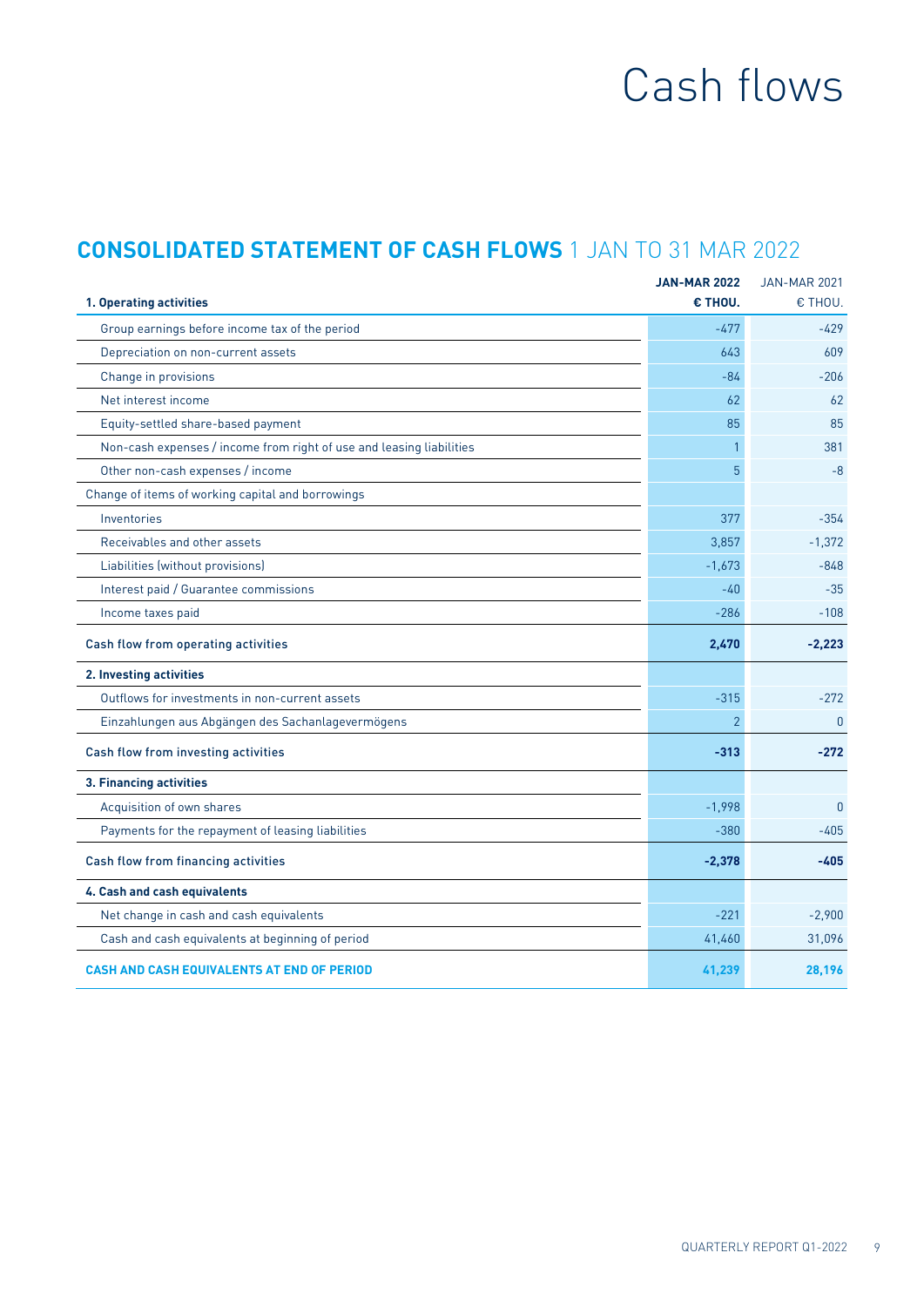# Cash flows

## CONSOLIDATED STATEMENT OF CASH FLOWS 1 JAN TO 31 MAR 2022

| 1. Operating activities | JAN-MAR 2022 € THOU. | JAN-MAR 2021 € THOU. |
|---|---|---|
| Group earnings before income tax of the period | -477 | -429 |
| Depreciation on non-current assets | 643 | 609 |
| Change in provisions | -84 | -206 |
| Net interest income | 62 | 62 |
| Equity-settled share-based payment | 85 | 85 |
| Non-cash expenses / income from right of use and leasing liabilities | 1 | 381 |
| Other non-cash expenses / income | 5 | -8 |
| Change of items of working capital and borrowings | | |
| Inventories | 377 | -354 |
| Receivables and other assets | 3,857 | -1,372 |
| Liabilities (without provisions) | -1,673 | -848 |
| Interest paid / Guarantee commissions | -40 | -35 |
| Income taxes paid | -286 | -108 |
| **Cash flow from operating activities** | **2,470** | **-2,223** |
| **2. Investing activities** | | |
| Outflows for investments in non-current assets | -315 | -272 |
| Einzahlungen aus Abgängen des Sachanlagevermögens | 2 | 0 |
| **Cash flow from investing activities** | **-313** | **-272** |
| **3. Financing activities** | | |
| Acquisition of own shares | -1,998 | 0 |
| Payments for the repayment of leasing liabilities | -380 | -405 |
| **Cash flow from financing activities** | **-2,378** | **-405** |
| **4. Cash and cash equivalents** | | |
| Net change in cash and cash equivalents | -221 | -2,900 |
| Cash and cash equivalents at beginning of period | 41,460 | 31,096 |
| **CASH AND CASH EQUIVALENTS AT END OF PERIOD** | **41,239** | **28,196** |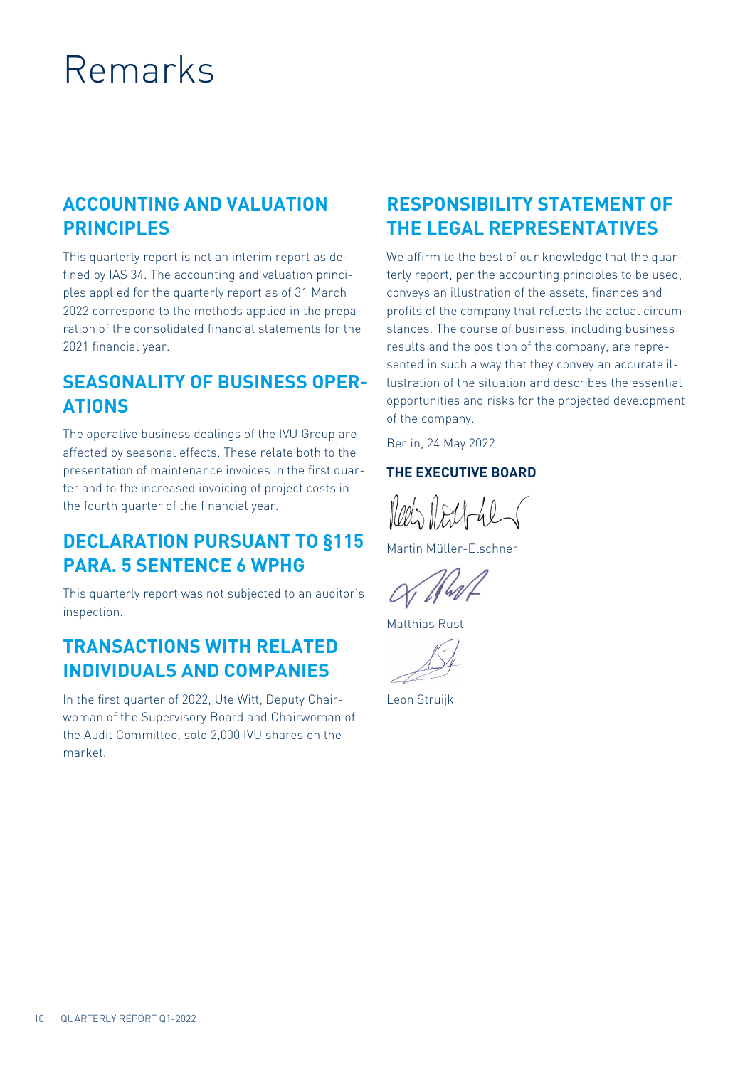# Remarks

## ACCOUNTING AND VALUATION PRINCIPLES

This quarterly report is not an interim report as defined by IAS 34. The accounting and valuation principles applied for the quarterly report as of 31 March 2022 correspond to the methods applied in the preparation of the consolidated financial statements for the 2021 financial year.

## SEASONALITY OF BUSINESS OPERATIONS

The operative business dealings of the IVU Group are affected by seasonal effects. These relate both to the presentation of maintenance invoices in the first quarter and to the increased invoicing of project costs in the fourth quarter of the financial year.

## DECLARATION PURSUANT TO §115 PARA. 5 SENTENCE 6 WPHG

This quarterly report was not subjected to an auditor's inspection.

## TRANSACTIONS WITH RELATED INDIVIDUALS AND COMPANIES

In the first quarter of 2022, Ute Witt, Deputy Chairwoman of the Supervisory Board and Chairwoman of the Audit Committee, sold 2,000 IVU shares on the market.

## RESPONSIBILITY STATEMENT OF THE LEGAL REPRESENTATIVES

We affirm to the best of our knowledge that the quarterly report, per the accounting principles to be used, conveys an illustration of the assets, finances and profits of the company that reflects the actual circumstances. The course of business, including business results and the position of the company, are represented in such a way that they convey an accurate illustration of the situation and describes the essential opportunities and risks for the projected development of the company.

Berlin, 24 May 2022

**THE EXECUTIVE BOARD**

Martin Müller-Elschner

Matthias Rust

Leon Struijk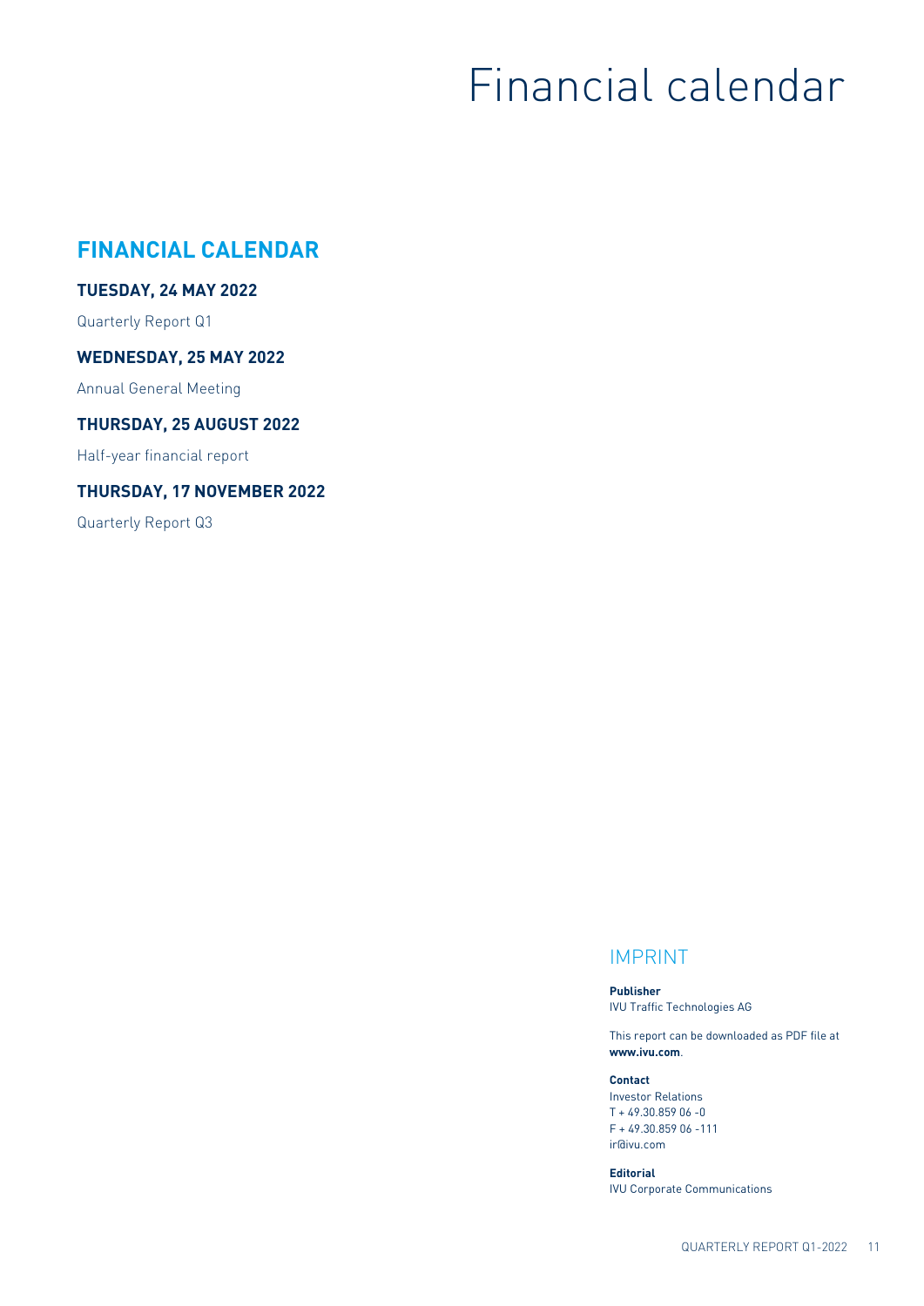# Financial calendar

## FINANCIAL CALENDAR

### TUESDAY, 24 MAY 2022

Quarterly Report Q1

### WEDNESDAY, 25 MAY 2022

Annual General Meeting

### THURSDAY, 25 AUGUST 2022

Half-year financial report

### THURSDAY, 17 NOVEMBER 2022

Quarterly Report Q3

## IMPRINT

**Publisher**
IVU Traffic Technologies AG

This report can be downloaded as PDF file at **www.ivu.com**.

**Contact**
Investor Relations
T + 49.30.859 06 -0
F + 49.30.859 06 -111
ir@ivu.com

**Editorial**
IVU Corporate Communications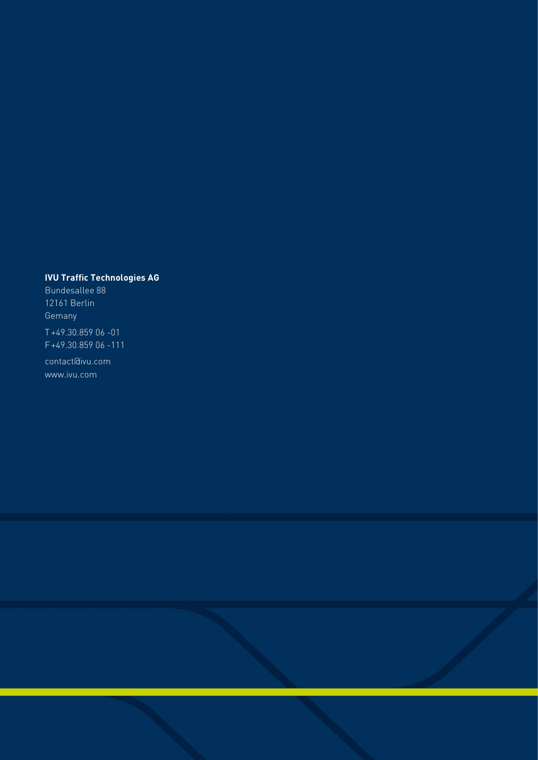**IVU Traffic Technologies AG**
Bundesallee 88
12161 Berlin
Gemany

T +49.30.859 06 -01
F +49.30.859 06 -111

contact@ivu.com
www.ivu.com